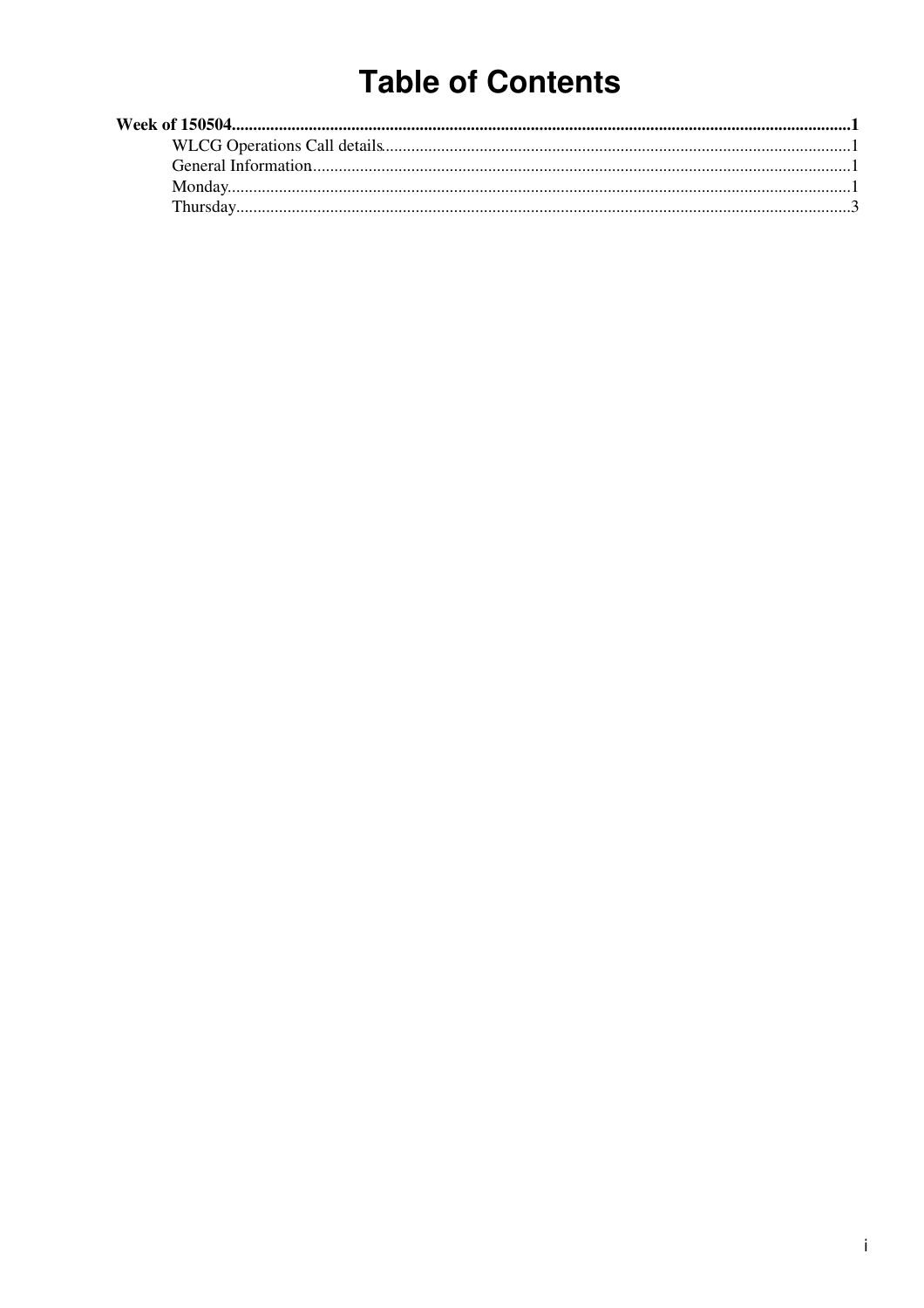# Table of Contents

**Week of 150504**......................................................................................................................................1

- WLCG Operations Call details..........................................................................................................1
- General Information.............................................................................................................................1
- Monday.................................................................................................................................................1
- Thursday...............................................................................................................................................3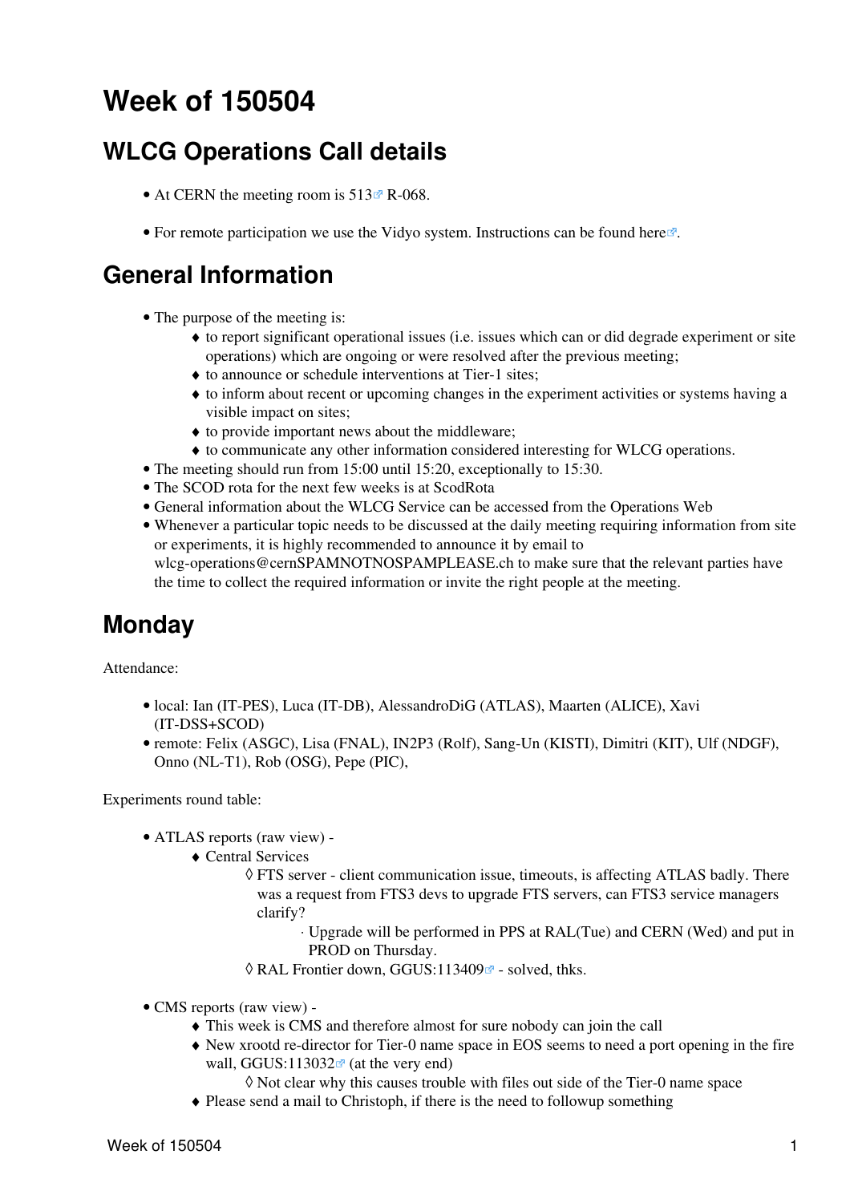# Week of 150504

## WLCG Operations Call details

- At CERN the meeting room is 513 R-068.
- For remote participation we use the Vidyo system. Instructions can be found here.

## General Information

- The purpose of the meeting is:
  - to report significant operational issues (i.e. issues which can or did degrade experiment or site operations) which are ongoing or were resolved after the previous meeting;
  - to announce or schedule interventions at Tier-1 sites;
  - to inform about recent or upcoming changes in the experiment activities or systems having a visible impact on sites;
  - to provide important news about the middleware;
  - to communicate any other information considered interesting for WLCG operations.
- The meeting should run from 15:00 until 15:20, exceptionally to 15:30.
- The SCOD rota for the next few weeks is at ScodRota
- General information about the WLCG Service can be accessed from the Operations Web
- Whenever a particular topic needs to be discussed at the daily meeting requiring information from site or experiments, it is highly recommended to announce it by email to wlcg-operations@cernSPAMNOTNOSPAMPLEASE.ch to make sure that the relevant parties have the time to collect the required information or invite the right people at the meeting.

## Monday

Attendance:

- local: Ian (IT-PES), Luca (IT-DB), AlessandroDiG (ATLAS), Maarten (ALICE), Xavi (IT-DSS+SCOD)
- remote: Felix (ASGC), Lisa (FNAL), IN2P3 (Rolf), Sang-Un (KISTI), Dimitri (KIT), Ulf (NDGF), Onno (NL-T1), Rob (OSG), Pepe (PIC),

Experiments round table:

- ATLAS reports (raw view) -
  - Central Services
    - FTS server - client communication issue, timeouts, is affecting ATLAS badly. There was a request from FTS3 devs to upgrade FTS servers, can FTS3 service managers clarify?
      - Upgrade will be performed in PPS at RAL(Tue) and CERN (Wed) and put in PROD on Thursday.
    - RAL Frontier down, GGUS:113409 - solved, thks.
- CMS reports (raw view) -
  - This week is CMS and therefore almost for sure nobody can join the call
  - New xrootd re-director for Tier-0 name space in EOS seems to need a port opening in the fire wall, GGUS:113032 (at the very end)
    - Not clear why this causes trouble with files out side of the Tier-0 name space
  - Please send a mail to Christoph, if there is the need to followup something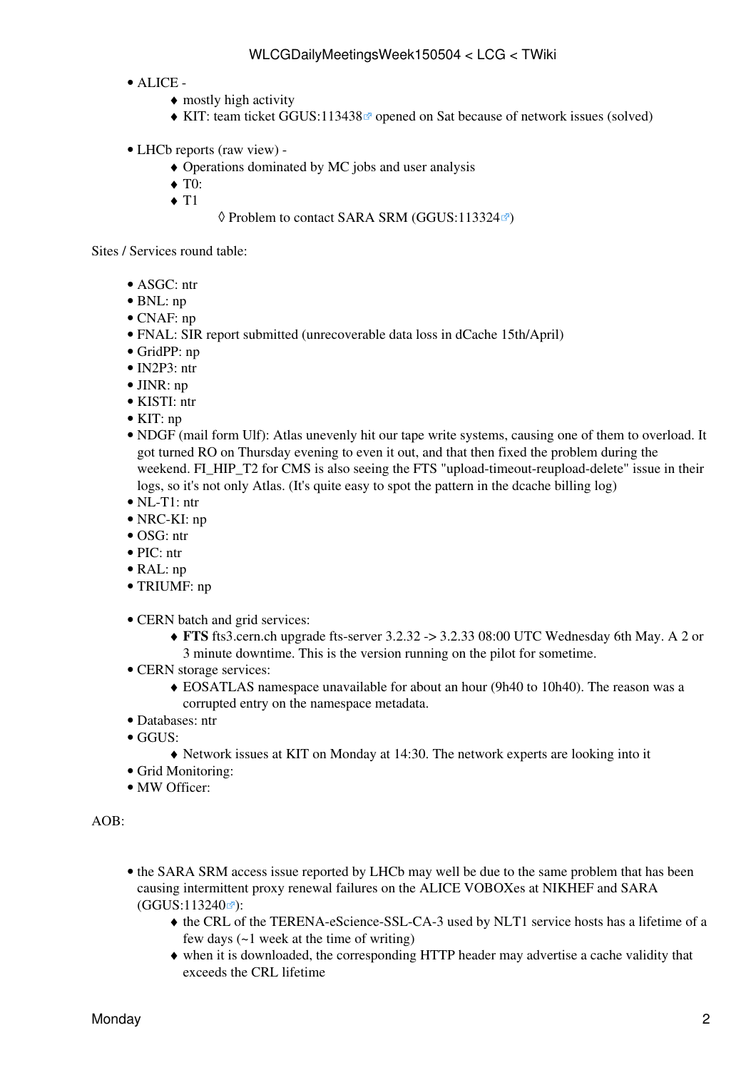- ALICE -
    - mostly high activity
    - KIT: team ticket GGUS:113438 opened on Sat because of network issues (solved)

- LHCb reports (raw view) -
    - Operations dominated by MC jobs and user analysis
    - T0:
    - T1
        - Problem to contact SARA SRM (GGUS:113324)

Sites / Services round table:

- ASGC: ntr
- BNL: np
- CNAF: np
- FNAL: SIR report submitted (unrecoverable data loss in dCache 15th/April)
- GridPP: np
- IN2P3: ntr
- JINR: np
- KISTI: ntr
- KIT: np
- NDGF (mail form Ulf): Atlas unevenly hit our tape write systems, causing one of them to overload. It got turned RO on Thursday evening to even it out, and that then fixed the problem during the weekend. FI_HIP_T2 for CMS is also seeing the FTS "upload-timeout-reupload-delete" issue in their logs, so it's not only Atlas. (It's quite easy to spot the pattern in the dcache billing log)
- NL-T1: ntr
- NRC-KI: np
- OSG: ntr
- PIC: ntr
- RAL: np
- TRIUMF: np

- CERN batch and grid services:
    - **FTS** fts3.cern.ch upgrade fts-server 3.2.32 -> 3.2.33 08:00 UTC Wednesday 6th May. A 2 or 3 minute downtime. This is the version running on the pilot for sometime.
- CERN storage services:
    - EOSATLAS namespace unavailable for about an hour (9h40 to 10h40). The reason was a corrupted entry on the namespace metadata.
- Databases: ntr
- GGUS:
    - Network issues at KIT on Monday at 14:30. The network experts are looking into it
- Grid Monitoring:
- MW Officer:

AOB:

- the SARA SRM access issue reported by LHCb may well be due to the same problem that has been causing intermittent proxy renewal failures on the ALICE VOBOXes at NIKHEF and SARA (GGUS:113240):
    - the CRL of the TERENA-eScience-SSL-CA-3 used by NLT1 service hosts has a lifetime of a few days (~1 week at the time of writing)
    - when it is downloaded, the corresponding HTTP header may advertise a cache validity that exceeds the CRL lifetime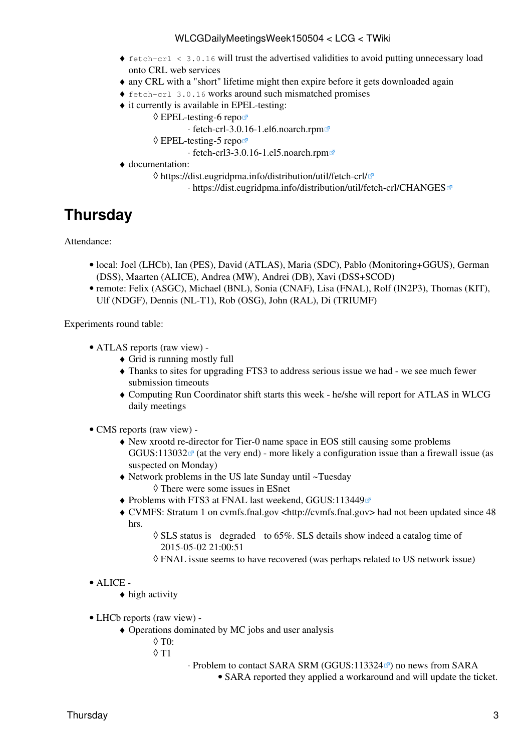- `fetch-crl < 3.0.16` will trust the advertised validities to avoid putting unnecessary load onto CRL web services
- any CRL with a "short" lifetime might then expire before it gets downloaded again
- `fetch-crl 3.0.16` works around such mismatched promises
- it currently is available in EPEL-testing:
    - EPEL-testing-6 repo
        - fetch-crl-3.0.16-1.el6.noarch.rpm
    - EPEL-testing-5 repo
        - fetch-crl3-3.0.16-1.el5.noarch.rpm
- documentation:
    - https://dist.eugridpma.info/distribution/util/fetch-crl/
        - https://dist.eugridpma.info/distribution/util/fetch-crl/CHANGES

# Thursday

Attendance:

- local: Joel (LHCb), Ian (PES), David (ATLAS), Maria (SDC), Pablo (Monitoring+GGUS), German (DSS), Maarten (ALICE), Andrea (MW), Andrei (DB), Xavi (DSS+SCOD)
- remote: Felix (ASGC), Michael (BNL), Sonia (CNAF), Lisa (FNAL), Rolf (IN2P3), Thomas (KIT), Ulf (NDGF), Dennis (NL-T1), Rob (OSG), John (RAL), Di (TRIUMF)

Experiments round table:

- ATLAS reports (raw view) -
    - Grid is running mostly full
    - Thanks to sites for upgrading FTS3 to address serious issue we had - we see much fewer submission timeouts
    - Computing Run Coordinator shift starts this week - he/she will report for ATLAS in WLCG daily meetings
- CMS reports (raw view) -
    - New xrootd re-director for Tier-0 name space in EOS still causing some problems GGUS:113032 (at the very end) - more likely a configuration issue than a firewall issue (as suspected on Monday)
    - Network problems in the US late Sunday until ~Tuesday
        - There were some issues in ESnet
    - Problems with FTS3 at FNAL last weekend, GGUS:113449
    - CVMFS: Stratum 1 on cvmfs.fnal.gov <http://cvmfs.fnal.gov> had not been updated since 48 hrs.
        - SLS status is  degraded  to 65%. SLS details show indeed a catalog time of 2015-05-02 21:00:51
        - FNAL issue seems to have recovered (was perhaps related to US network issue)
- ALICE -
    - high activity
- LHCb reports (raw view) -
    - Operations dominated by MC jobs and user analysis
        - T0:
        - T1
            - Problem to contact SARA SRM (GGUS:113324) no news from SARA
                - SARA reported they applied a workaround and will update the ticket.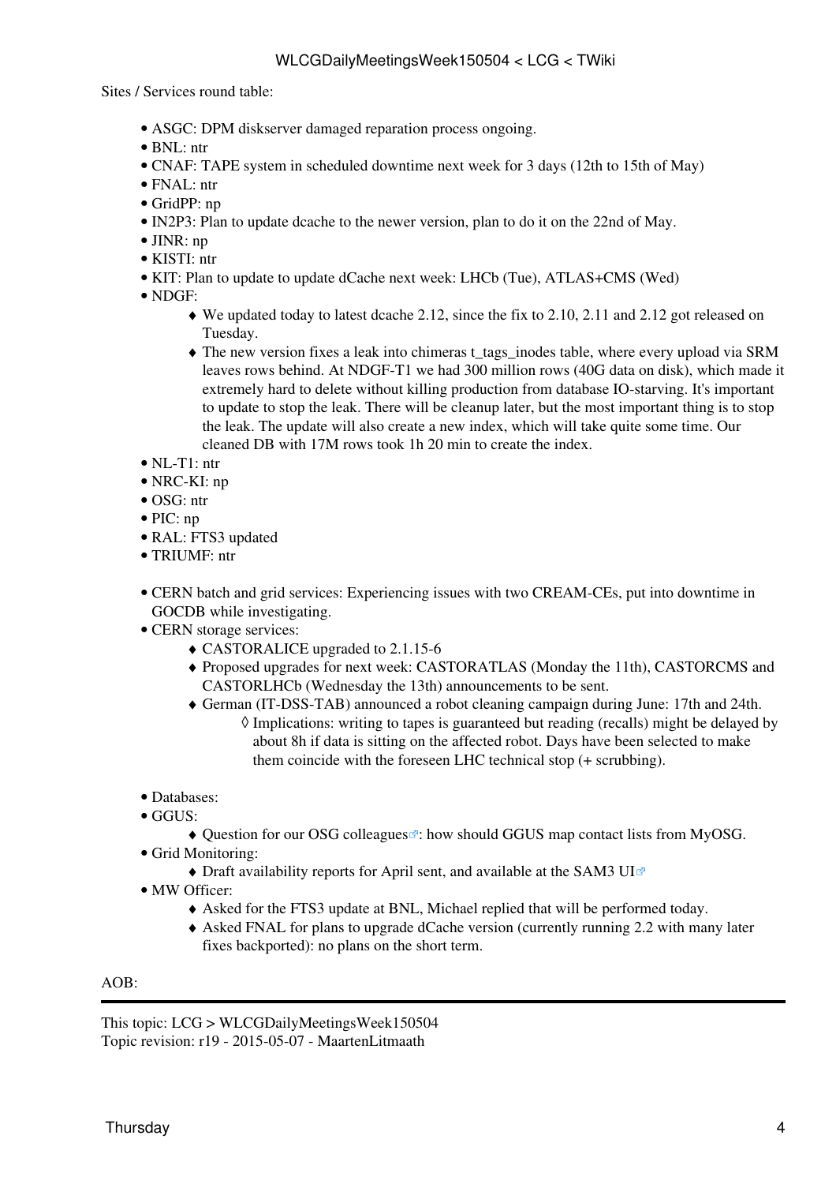Sites / Services round table:

- ASGC: DPM diskserver damaged reparation process ongoing.
- BNL: ntr
- CNAF: TAPE system in scheduled downtime next week for 3 days (12th to 15th of May)
- FNAL: ntr
- GridPP: np
- IN2P3: Plan to update dcache to the newer version, plan to do it on the 22nd of May.
- JINR: np
- KISTI: ntr
- KIT: Plan to update to update dCache next week: LHCb (Tue), ATLAS+CMS (Wed)
- NDGF:
  - We updated today to latest dcache 2.12, since the fix to 2.10, 2.11 and 2.12 got released on Tuesday.
  - The new version fixes a leak into chimeras t_tags_inodes table, where every upload via SRM leaves rows behind. At NDGF-T1 we had 300 million rows (40G data on disk), which made it extremely hard to delete without killing production from database IO-starving. It's important to update to stop the leak. There will be cleanup later, but the most important thing is to stop the leak. The update will also create a new index, which will take quite some time. Our cleaned DB with 17M rows took 1h 20 min to create the index.
- NL-T1: ntr
- NRC-KI: np
- OSG: ntr
- PIC: np
- RAL: FTS3 updated
- TRIUMF: ntr

- CERN batch and grid services: Experiencing issues with two CREAM-CEs, put into downtime in GOCDB while investigating.
- CERN storage services:
  - CASTORALICE upgraded to 2.1.15-6
  - Proposed upgrades for next week: CASTORATLAS (Monday the 11th), CASTORCMS and CASTORLHCb (Wednesday the 13th) announcements to be sent.
  - German (IT-DSS-TAB) announced a robot cleaning campaign during June: 17th and 24th.
    - Implications: writing to tapes is guaranteed but reading (recalls) might be delayed by about 8h if data is sitting on the affected robot. Days have been selected to make them coincide with the foreseen LHC technical stop (+ scrubbing).

- Databases:
- GGUS:
  - Question for our OSG colleagues: how should GGUS map contact lists from MyOSG.
- Grid Monitoring:
  - Draft availability reports for April sent, and available at the SAM3 UI
- MW Officer:
  - Asked for the FTS3 update at BNL, Michael replied that will be performed today.
  - Asked FNAL for plans to upgrade dCache version (currently running 2.2 with many later fixes backported): no plans on the short term.

AOB:

---

This topic: LCG > WLCGDailyMeetingsWeek150504
Topic revision: r19 - 2015-05-07 - MaartenLitmaath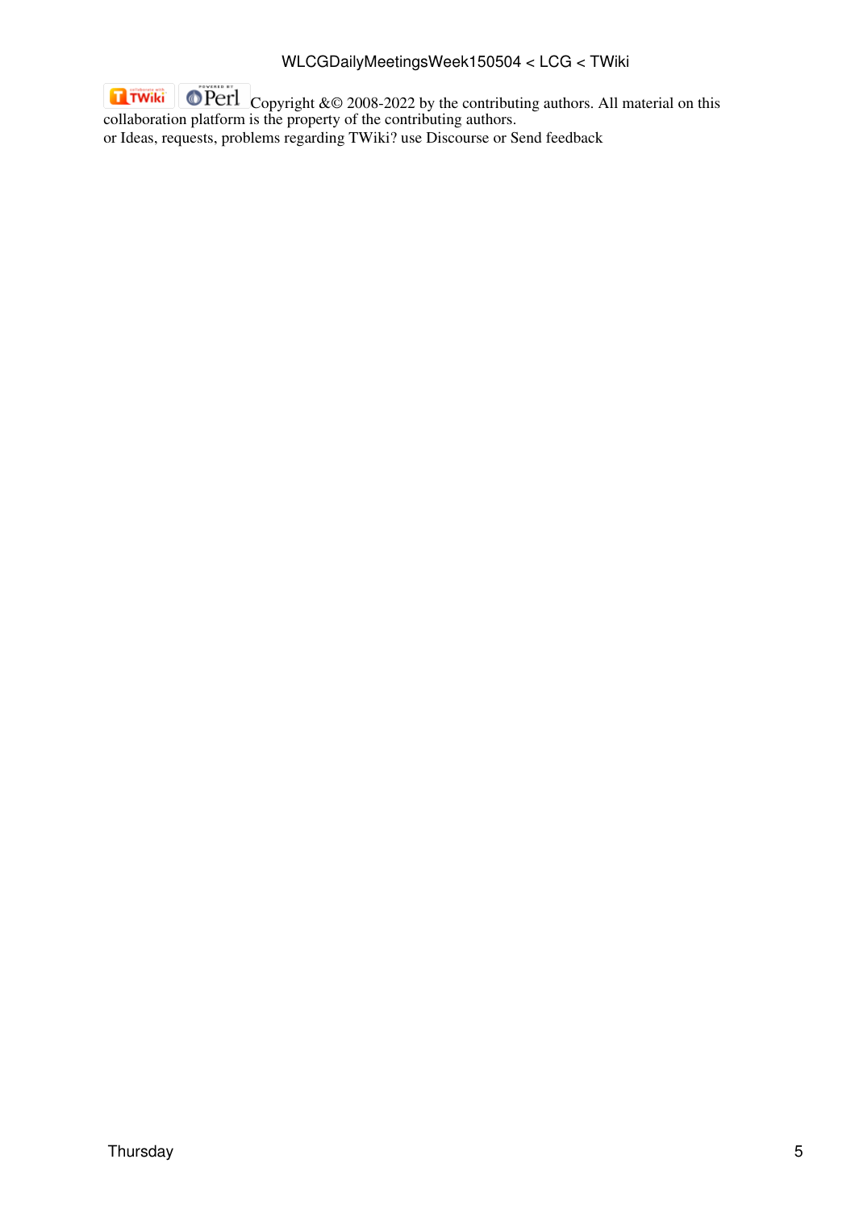Copyright &© 2008-2022 by the contributing authors. All material on this collaboration platform is the property of the contributing authors.
or Ideas, requests, problems regarding TWiki? use Discourse or Send feedback